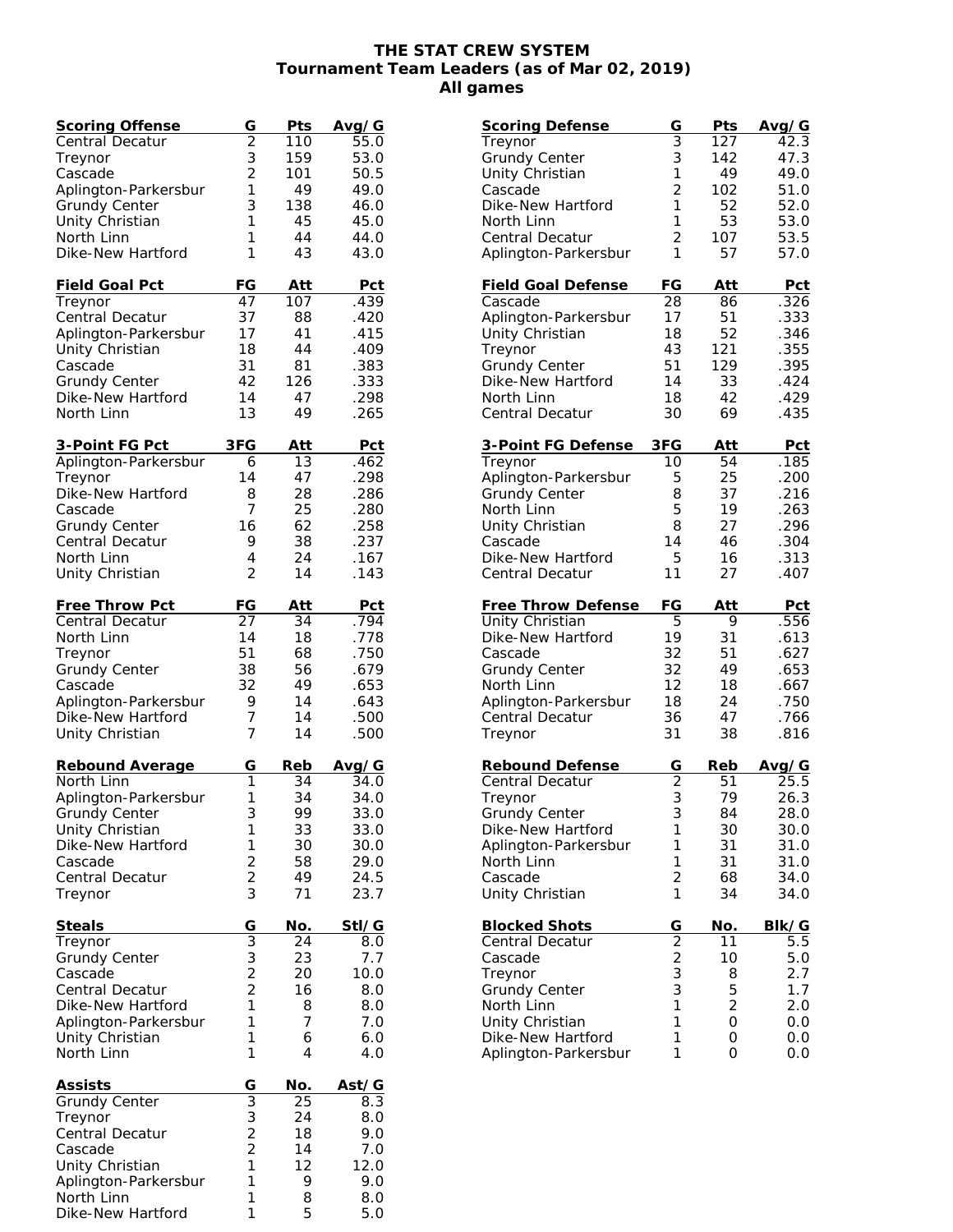# THE STAT CREW SYSTEM
## Tournament Team Leaders (as of Mar 02, 2019)
### All games

| Scoring Offense | G | Pts | Avg/G |
|---|---|---|---|
| Central Decatur | 2 | 110 | 55.0 |
| Treynor | 3 | 159 | 53.0 |
| Cascade | 2 | 101 | 50.5 |
| Aplington-Parkersbur | 1 | 49 | 49.0 |
| Grundy Center | 3 | 138 | 46.0 |
| Unity Christian | 1 | 45 | 45.0 |
| North Linn | 1 | 44 | 44.0 |
| Dike-New Hartford | 1 | 43 | 43.0 |

| Field Goal Pct | FG | Att | Pct |
|---|---|---|---|
| Treynor | 47 | 107 | .439 |
| Central Decatur | 37 | 88 | .420 |
| Aplington-Parkersbur | 17 | 41 | .415 |
| Unity Christian | 18 | 44 | .409 |
| Cascade | 31 | 81 | .383 |
| Grundy Center | 42 | 126 | .333 |
| Dike-New Hartford | 14 | 47 | .298 |
| North Linn | 13 | 49 | .265 |

| 3-Point FG Pct | 3FG | Att | Pct |
|---|---|---|---|
| Aplington-Parkersbur | 6 | 13 | .462 |
| Treynor | 14 | 47 | .298 |
| Dike-New Hartford | 8 | 28 | .286 |
| Cascade | 7 | 25 | .280 |
| Grundy Center | 16 | 62 | .258 |
| Central Decatur | 9 | 38 | .237 |
| North Linn | 4 | 24 | .167 |
| Unity Christian | 2 | 14 | .143 |

| Free Throw Pct | FG | Att | Pct |
|---|---|---|---|
| Central Decatur | 27 | 34 | .794 |
| North Linn | 14 | 18 | .778 |
| Treynor | 51 | 68 | .750 |
| Grundy Center | 38 | 56 | .679 |
| Cascade | 32 | 49 | .653 |
| Aplington-Parkersbur | 9 | 14 | .643 |
| Dike-New Hartford | 7 | 14 | .500 |
| Unity Christian | 7 | 14 | .500 |

| Rebound Average | G | Reb | Avg/G |
|---|---|---|---|
| North Linn | 1 | 34 | 34.0 |
| Aplington-Parkersbur | 1 | 34 | 34.0 |
| Grundy Center | 3 | 99 | 33.0 |
| Unity Christian | 1 | 33 | 33.0 |
| Dike-New Hartford | 1 | 30 | 30.0 |
| Cascade | 2 | 58 | 29.0 |
| Central Decatur | 2 | 49 | 24.5 |
| Treynor | 3 | 71 | 23.7 |

| Steals | G | No. | Stl/G |
|---|---|---|---|
| Treynor | 3 | 24 | 8.0 |
| Grundy Center | 3 | 23 | 7.7 |
| Cascade | 2 | 20 | 10.0 |
| Central Decatur | 2 | 16 | 8.0 |
| Dike-New Hartford | 1 | 8 | 8.0 |
| Aplington-Parkersbur | 1 | 7 | 7.0 |
| Unity Christian | 1 | 6 | 6.0 |
| North Linn | 1 | 4 | 4.0 |

| Assists | G | No. | Ast/G |
|---|---|---|---|
| Grundy Center | 3 | 25 | 8.3 |
| Treynor | 3 | 24 | 8.0 |
| Central Decatur | 2 | 18 | 9.0 |
| Cascade | 2 | 14 | 7.0 |
| Unity Christian | 1 | 12 | 12.0 |
| Aplington-Parkersbur | 1 | 9 | 9.0 |
| North Linn | 1 | 8 | 8.0 |
| Dike-New Hartford | 1 | 5 | 5.0 |

| Scoring Defense | G | Pts | Avg/G |
|---|---|---|---|
| Treynor | 3 | 127 | 42.3 |
| Grundy Center | 3 | 142 | 47.3 |
| Unity Christian | 1 | 49 | 49.0 |
| Cascade | 2 | 102 | 51.0 |
| Dike-New Hartford | 1 | 52 | 52.0 |
| North Linn | 1 | 53 | 53.0 |
| Central Decatur | 2 | 107 | 53.5 |
| Aplington-Parkersbur | 1 | 57 | 57.0 |

| Field Goal Defense | FG | Att | Pct |
|---|---|---|---|
| Cascade | 28 | 86 | .326 |
| Aplington-Parkersbur | 17 | 51 | .333 |
| Unity Christian | 18 | 52 | .346 |
| Treynor | 43 | 121 | .355 |
| Grundy Center | 51 | 129 | .395 |
| Dike-New Hartford | 14 | 33 | .424 |
| North Linn | 18 | 42 | .429 |
| Central Decatur | 30 | 69 | .435 |

| 3-Point FG Defense | 3FG | Att | Pct |
|---|---|---|---|
| Treynor | 10 | 54 | .185 |
| Aplington-Parkersbur | 5 | 25 | .200 |
| Grundy Center | 8 | 37 | .216 |
| North Linn | 5 | 19 | .263 |
| Unity Christian | 8 | 27 | .296 |
| Cascade | 14 | 46 | .304 |
| Dike-New Hartford | 5 | 16 | .313 |
| Central Decatur | 11 | 27 | .407 |

| Free Throw Defense | FG | Att | Pct |
|---|---|---|---|
| Unity Christian | 5 | 9 | .556 |
| Dike-New Hartford | 19 | 31 | .613 |
| Cascade | 32 | 51 | .627 |
| Grundy Center | 32 | 49 | .653 |
| North Linn | 12 | 18 | .667 |
| Aplington-Parkersbur | 18 | 24 | .750 |
| Central Decatur | 36 | 47 | .766 |
| Treynor | 31 | 38 | .816 |

| Rebound Defense | G | Reb | Avg/G |
|---|---|---|---|
| Central Decatur | 2 | 51 | 25.5 |
| Treynor | 3 | 79 | 26.3 |
| Grundy Center | 3 | 84 | 28.0 |
| Dike-New Hartford | 1 | 30 | 30.0 |
| Aplington-Parkersbur | 1 | 31 | 31.0 |
| North Linn | 1 | 31 | 31.0 |
| Cascade | 2 | 68 | 34.0 |
| Unity Christian | 1 | 34 | 34.0 |

| Blocked Shots | G | No. | Blk/G |
|---|---|---|---|
| Central Decatur | 2 | 11 | 5.5 |
| Cascade | 2 | 10 | 5.0 |
| Treynor | 3 | 8 | 2.7 |
| Grundy Center | 3 | 5 | 1.7 |
| North Linn | 1 | 2 | 2.0 |
| Unity Christian | 1 | 0 | 0.0 |
| Dike-New Hartford | 1 | 0 | 0.0 |
| Aplington-Parkersbur | 1 | 0 | 0.0 |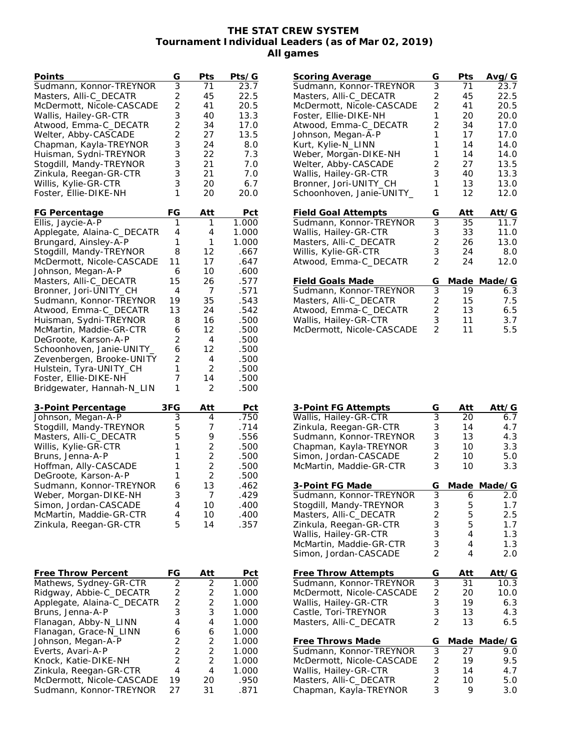# THE STAT CREW SYSTEM
## Tournament Individual Leaders (as of Mar 02, 2019)
## All games

| Points | G | Pts | Pts/G |
|---|---|---|---|
| Sudmann, Konnor-TREYNOR | 3 | 71 | 23.7 |
| Masters, Alli-C_DECATR | 2 | 45 | 22.5 |
| McDermott, Nicole-CASCADE | 2 | 41 | 20.5 |
| Wallis, Hailey-GR-CTR | 3 | 40 | 13.3 |
| Atwood, Emma-C_DECATR | 2 | 34 | 17.0 |
| Welter, Abby-CASCADE | 2 | 27 | 13.5 |
| Chapman, Kayla-TREYNOR | 3 | 24 | 8.0 |
| Huisman, Sydni-TREYNOR | 3 | 22 | 7.3 |
| Stogdill, Mandy-TREYNOR | 3 | 21 | 7.0 |
| Zinkula, Reegan-GR-CTR | 3 | 21 | 7.0 |
| Willis, Kylie-GR-CTR | 3 | 20 | 6.7 |
| Foster, Ellie-DIKE-NH | 1 | 20 | 20.0 |

| Scoring Average | G | Pts | Avg/G |
|---|---|---|---|
| Sudmann, Konnor-TREYNOR | 3 | 71 | 23.7 |
| Masters, Alli-C_DECATR | 2 | 45 | 22.5 |
| McDermott, Nicole-CASCADE | 2 | 41 | 20.5 |
| Foster, Ellie-DIKE-NH | 1 | 20 | 20.0 |
| Atwood, Emma-C_DECATR | 2 | 34 | 17.0 |
| Johnson, Megan-A-P | 1 | 17 | 17.0 |
| Kurt, Kylie-N_LINN | 1 | 14 | 14.0 |
| Weber, Morgan-DIKE-NH | 1 | 14 | 14.0 |
| Welter, Abby-CASCADE | 2 | 27 | 13.5 |
| Wallis, Hailey-GR-CTR | 3 | 40 | 13.3 |
| Bronner, Jori-UNITY_CH | 1 | 13 | 13.0 |
| Schoonhoven, Janie-UNITY_ | 1 | 12 | 12.0 |

| FG Percentage | FG | Att | Pct |
|---|---|---|---|
| Ellis, Jaycie-A-P | 1 | 1 | 1.000 |
| Applegate, Alaina-C_DECATR | 4 | 4 | 1.000 |
| Brungard, Ainsley-A-P | 1 | 1 | 1.000 |
| Stogdill, Mandy-TREYNOR | 8 | 12 | .667 |
| McDermott, Nicole-CASCADE | 11 | 17 | .647 |
| Johnson, Megan-A-P | 6 | 10 | .600 |
| Masters, Alli-C_DECATR | 15 | 26 | .577 |
| Bronner, Jori-UNITY_CH | 4 | 7 | .571 |
| Sudmann, Konnor-TREYNOR | 19 | 35 | .543 |
| Atwood, Emma-C_DECATR | 13 | 24 | .542 |
| Huisman, Sydni-TREYNOR | 8 | 16 | .500 |
| McMartin, Maddie-GR-CTR | 6 | 12 | .500 |
| DeGroote, Karson-A-P | 2 | 4 | .500 |
| Schoonhoven, Janie-UNITY_ | 6 | 12 | .500 |
| Zevenbergen, Brooke-UNITY | 2 | 4 | .500 |
| Hulstein, Tyra-UNITY_CH | 1 | 2 | .500 |
| Foster, Ellie-DIKE-NH | 7 | 14 | .500 |
| Bridgewater, Hannah-N_LIN | 1 | 2 | .500 |

| Field Goal Attempts | G | Att | Att/G |
|---|---|---|---|
| Sudmann, Konnor-TREYNOR | 3 | 35 | 11.7 |
| Wallis, Hailey-GR-CTR | 3 | 33 | 11.0 |
| Masters, Alli-C_DECATR | 2 | 26 | 13.0 |
| Willis, Kylie-GR-CTR | 3 | 24 | 8.0 |
| Atwood, Emma-C_DECATR | 2 | 24 | 12.0 |

| Field Goals Made | G | Made | Made/G |
|---|---|---|---|
| Sudmann, Konnor-TREYNOR | 3 | 19 | 6.3 |
| Masters, Alli-C_DECATR | 2 | 15 | 7.5 |
| Atwood, Emma-C_DECATR | 2 | 13 | 6.5 |
| Wallis, Hailey-GR-CTR | 3 | 11 | 3.7 |
| McDermott, Nicole-CASCADE | 2 | 11 | 5.5 |

| 3-Point Percentage | 3FG | Att | Pct |
|---|---|---|---|
| Johnson, Megan-A-P | 3 | 4 | .750 |
| Stogdill, Mandy-TREYNOR | 5 | 7 | .714 |
| Masters, Alli-C_DECATR | 5 | 9 | .556 |
| Willis, Kylie-GR-CTR | 1 | 2 | .500 |
| Bruns, Jenna-A-P | 1 | 2 | .500 |
| Hoffman, Ally-CASCADE | 1 | 2 | .500 |
| DeGroote, Karson-A-P | 1 | 2 | .500 |
| Sudmann, Konnor-TREYNOR | 6 | 13 | .462 |
| Weber, Morgan-DIKE-NH | 3 | 7 | .429 |
| Simon, Jordan-CASCADE | 4 | 10 | .400 |
| McMartin, Maddie-GR-CTR | 4 | 10 | .400 |
| Zinkula, Reegan-GR-CTR | 5 | 14 | .357 |

| 3-Point FG Attempts | G | Att | Att/G |
|---|---|---|---|
| Wallis, Hailey-GR-CTR | 3 | 20 | 6.7 |
| Zinkula, Reegan-GR-CTR | 3 | 14 | 4.7 |
| Sudmann, Konnor-TREYNOR | 3 | 13 | 4.3 |
| Chapman, Kayla-TREYNOR | 3 | 10 | 3.3 |
| Simon, Jordan-CASCADE | 2 | 10 | 5.0 |
| McMartin, Maddie-GR-CTR | 3 | 10 | 3.3 |

| 3-Point FG Made | G | Made | Made/G |
|---|---|---|---|
| Sudmann, Konnor-TREYNOR | 3 | 6 | 2.0 |
| Stogdill, Mandy-TREYNOR | 3 | 5 | 1.7 |
| Masters, Alli-C_DECATR | 2 | 5 | 2.5 |
| Zinkula, Reegan-GR-CTR | 3 | 5 | 1.7 |
| Wallis, Hailey-GR-CTR | 3 | 4 | 1.3 |
| McMartin, Maddie-GR-CTR | 3 | 4 | 1.3 |
| Simon, Jordan-CASCADE | 2 | 4 | 2.0 |

| Free Throw Percent | FG | Att | Pct |
|---|---|---|---|
| Mathews, Sydney-GR-CTR | 2 | 2 | 1.000 |
| Ridgway, Abbie-C_DECATR | 2 | 2 | 1.000 |
| Applegate, Alaina-C_DECATR | 2 | 2 | 1.000 |
| Bruns, Jenna-A-P | 3 | 3 | 1.000 |
| Flanagan, Abby-N_LINN | 4 | 4 | 1.000 |
| Flanagan, Grace-N_LINN | 6 | 6 | 1.000 |
| Johnson, Megan-A-P | 2 | 2 | 1.000 |
| Everts, Avari-A-P | 2 | 2 | 1.000 |
| Knock, Katie-DIKE-NH | 2 | 2 | 1.000 |
| Zinkula, Reegan-GR-CTR | 4 | 4 | 1.000 |
| McDermott, Nicole-CASCADE | 19 | 20 | .950 |
| Sudmann, Konnor-TREYNOR | 27 | 31 | .871 |

| Free Throw Attempts | G | Att | Att/G |
|---|---|---|---|
| Sudmann, Konnor-TREYNOR | 3 | 31 | 10.3 |
| McDermott, Nicole-CASCADE | 2 | 20 | 10.0 |
| Wallis, Hailey-GR-CTR | 3 | 19 | 6.3 |
| Castle, Tori-TREYNOR | 3 | 13 | 4.3 |
| Masters, Alli-C_DECATR | 2 | 13 | 6.5 |

| Free Throws Made | G | Made | Made/G |
|---|---|---|---|
| Sudmann, Konnor-TREYNOR | 3 | 27 | 9.0 |
| McDermott, Nicole-CASCADE | 2 | 19 | 9.5 |
| Wallis, Hailey-GR-CTR | 3 | 14 | 4.7 |
| Masters, Alli-C_DECATR | 2 | 10 | 5.0 |
| Chapman, Kayla-TREYNOR | 3 | 9 | 3.0 |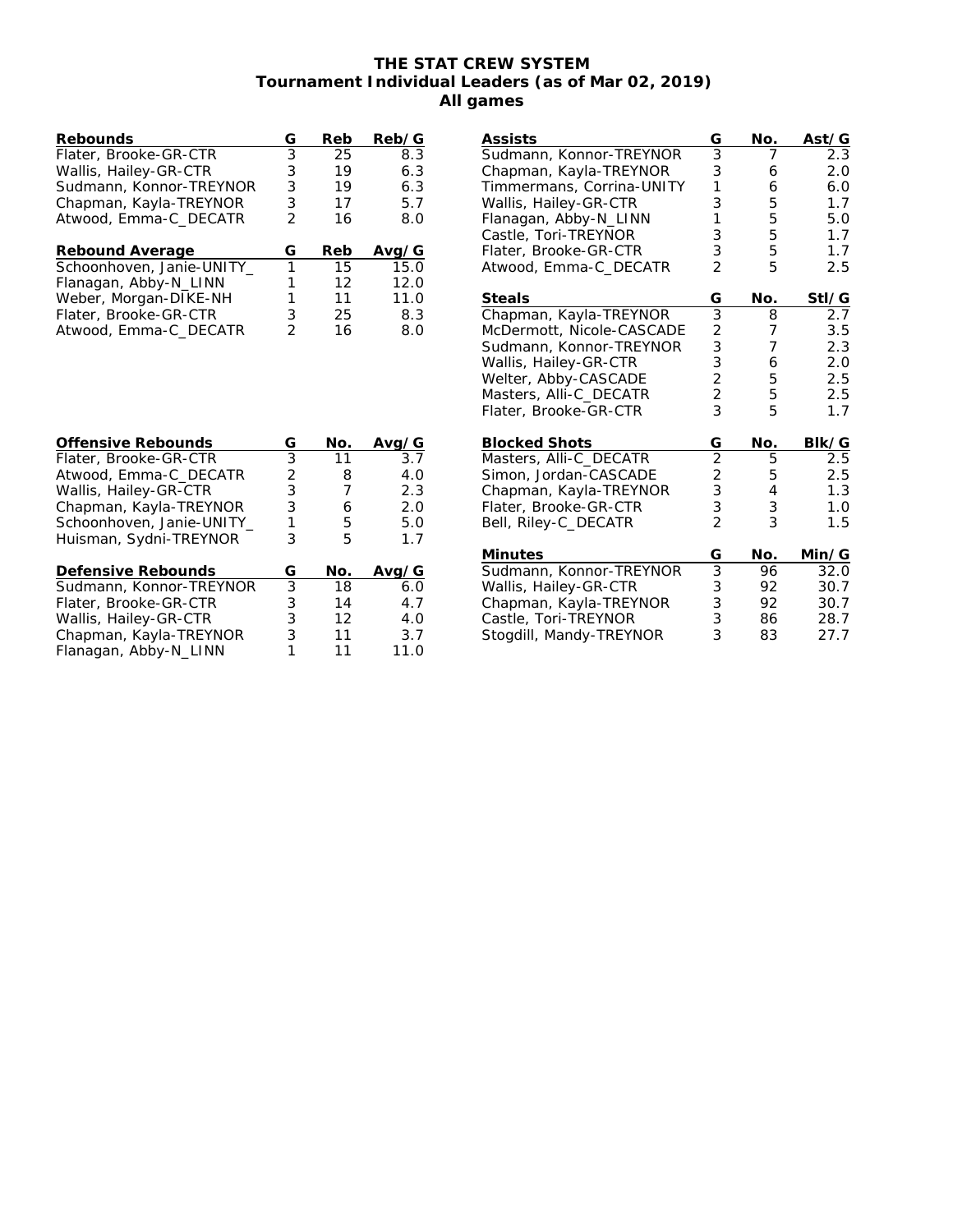# THE STAT CREW SYSTEM
## Tournament Individual Leaders (as of Mar 02, 2019)
### All games

| Rebounds | G | Reb | Reb/G |
|---|---|---|---|
| Flater, Brooke-GR-CTR | 3 | 25 | 8.3 |
| Wallis, Hailey-GR-CTR | 3 | 19 | 6.3 |
| Sudmann, Konnor-TREYNOR | 3 | 19 | 6.3 |
| Chapman, Kayla-TREYNOR | 3 | 17 | 5.7 |
| Atwood, Emma-C_DECATR | 2 | 16 | 8.0 |

| Rebound Average | G | Reb | Avg/G |
|---|---|---|---|
| Schoonhoven, Janie-UNITY_ | 1 | 15 | 15.0 |
| Flanagan, Abby-N_LINN | 1 | 12 | 12.0 |
| Weber, Morgan-DIKE-NH | 1 | 11 | 11.0 |
| Flater, Brooke-GR-CTR | 3 | 25 | 8.3 |
| Atwood, Emma-C_DECATR | 2 | 16 | 8.0 |

| Offensive Rebounds | G | No. | Avg/G |
|---|---|---|---|
| Flater, Brooke-GR-CTR | 3 | 11 | 3.7 |
| Atwood, Emma-C_DECATR | 2 | 8 | 4.0 |
| Wallis, Hailey-GR-CTR | 3 | 7 | 2.3 |
| Chapman, Kayla-TREYNOR | 3 | 6 | 2.0 |
| Schoonhoven, Janie-UNITY_ | 1 | 5 | 5.0 |
| Huisman, Sydni-TREYNOR | 3 | 5 | 1.7 |

| Defensive Rebounds | G | No. | Avg/G |
|---|---|---|---|
| Sudmann, Konnor-TREYNOR | 3 | 18 | 6.0 |
| Flater, Brooke-GR-CTR | 3 | 14 | 4.7 |
| Wallis, Hailey-GR-CTR | 3 | 12 | 4.0 |
| Chapman, Kayla-TREYNOR | 3 | 11 | 3.7 |
| Flanagan, Abby-N_LINN | 1 | 11 | 11.0 |

| Assists | G | No. | Ast/G |
|---|---|---|---|
| Sudmann, Konnor-TREYNOR | 3 | 7 | 2.3 |
| Chapman, Kayla-TREYNOR | 3 | 6 | 2.0 |
| Timmermans, Corrina-UNITY | 1 | 6 | 6.0 |
| Wallis, Hailey-GR-CTR | 3 | 5 | 1.7 |
| Flanagan, Abby-N_LINN | 1 | 5 | 5.0 |
| Castle, Tori-TREYNOR | 3 | 5 | 1.7 |
| Flater, Brooke-GR-CTR | 3 | 5 | 1.7 |
| Atwood, Emma-C_DECATR | 2 | 5 | 2.5 |

| Steals | G | No. | Stl/G |
|---|---|---|---|
| Chapman, Kayla-TREYNOR | 3 | 8 | 2.7 |
| McDermott, Nicole-CASCADE | 2 | 7 | 3.5 |
| Sudmann, Konnor-TREYNOR | 3 | 7 | 2.3 |
| Wallis, Hailey-GR-CTR | 3 | 6 | 2.0 |
| Welter, Abby-CASCADE | 2 | 5 | 2.5 |
| Masters, Alli-C_DECATR | 2 | 5 | 2.5 |
| Flater, Brooke-GR-CTR | 3 | 5 | 1.7 |

| Blocked Shots | G | No. | Blk/G |
|---|---|---|---|
| Masters, Alli-C_DECATR | 2 | 5 | 2.5 |
| Simon, Jordan-CASCADE | 2 | 5 | 2.5 |
| Chapman, Kayla-TREYNOR | 3 | 4 | 1.3 |
| Flater, Brooke-GR-CTR | 3 | 3 | 1.0 |
| Bell, Riley-C_DECATR | 2 | 3 | 1.5 |

| Minutes | G | No. | Min/G |
|---|---|---|---|
| Sudmann, Konnor-TREYNOR | 3 | 96 | 32.0 |
| Wallis, Hailey-GR-CTR | 3 | 92 | 30.7 |
| Chapman, Kayla-TREYNOR | 3 | 92 | 30.7 |
| Castle, Tori-TREYNOR | 3 | 86 | 28.7 |
| Stogdill, Mandy-TREYNOR | 3 | 83 | 27.7 |